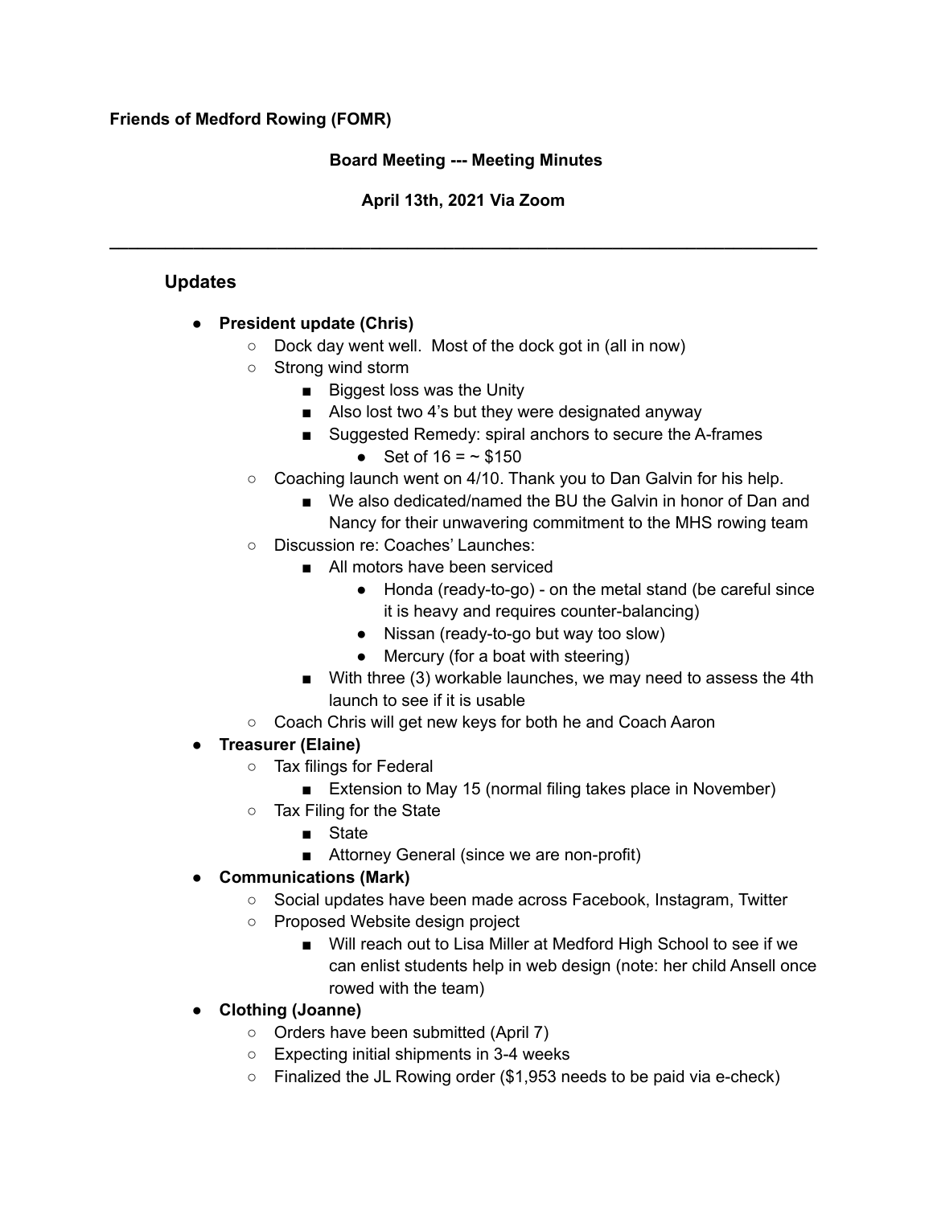**Friends of Medford Rowing (FOMR)**

**Board Meeting --- Meeting Minutes**

**April 13th, 2021 Via Zoom**

---

## Updates

- **President update (Chris)**
  - Dock day went well. Most of the dock got in (all in now)
  - Strong wind storm
    - Biggest loss was the Unity
    - Also lost two 4's but they were designated anyway
    - Suggested Remedy: spiral anchors to secure the A-frames
      - Set of 16 = ~ $150
  - Coaching launch went on 4/10. Thank you to Dan Galvin for his help.
    - We also dedicated/named the BU the Galvin in honor of Dan and Nancy for their unwavering commitment to the MHS rowing team
  - Discussion re: Coaches' Launches:
    - All motors have been serviced
      - Honda (ready-to-go) - on the metal stand (be careful since it is heavy and requires counter-balancing)
      - Nissan (ready-to-go but way too slow)
      - Mercury (for a boat with steering)
    - With three (3) workable launches, we may need to assess the 4th launch to see if it is usable
  - Coach Chris will get new keys for both he and Coach Aaron
- **Treasurer (Elaine)**
  - Tax filings for Federal
    - Extension to May 15 (normal filing takes place in November)
  - Tax Filing for the State
    - State
    - Attorney General (since we are non-profit)
- **Communications (Mark)**
  - Social updates have been made across Facebook, Instagram, Twitter
  - Proposed Website design project
    - Will reach out to Lisa Miller at Medford High School to see if we can enlist students help in web design (note: her child Ansell once rowed with the team)
- **Clothing (Joanne)**
  - Orders have been submitted (April 7)
  - Expecting initial shipments in 3-4 weeks
  - Finalized the JL Rowing order ($1,953 needs to be paid via e-check)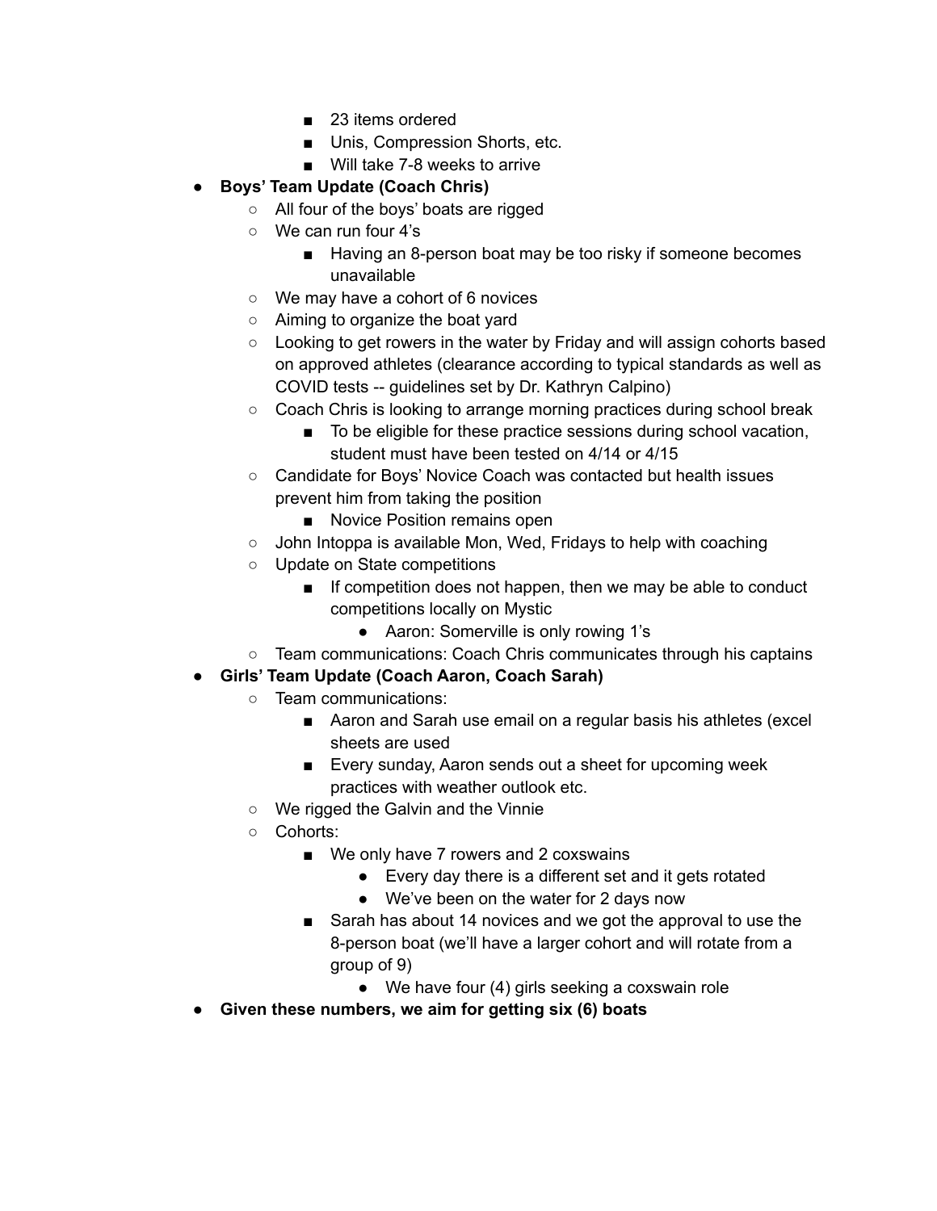- 23 items ordered
        - Unis, Compression Shorts, etc.
        - Will take 7-8 weeks to arrive
- **Boys' Team Update (Coach Chris)**
    - All four of the boys' boats are rigged
    - We can run four 4's
        - Having an 8-person boat may be too risky if someone becomes unavailable
    - We may have a cohort of 6 novices
    - Aiming to organize the boat yard
    - Looking to get rowers in the water by Friday and will assign cohorts based on approved athletes (clearance according to typical standards as well as COVID tests -- guidelines set by Dr. Kathryn Calpino)
    - Coach Chris is looking to arrange morning practices during school break
        - To be eligible for these practice sessions during school vacation, student must have been tested on 4/14 or 4/15
    - Candidate for Boys' Novice Coach was contacted but health issues prevent him from taking the position
        - Novice Position remains open
    - John Intoppa is available Mon, Wed, Fridays to help with coaching
    - Update on State competitions
        - If competition does not happen, then we may be able to conduct competitions locally on Mystic
            - Aaron: Somerville is only rowing 1's
    - Team communications: Coach Chris communicates through his captains
- **Girls' Team Update (Coach Aaron, Coach Sarah)**
    - Team communications:
        - Aaron and Sarah use email on a regular basis his athletes (excel sheets are used
        - Every sunday, Aaron sends out a sheet for upcoming week practices with weather outlook etc.
    - We rigged the Galvin and the Vinnie
    - Cohorts:
        - We only have 7 rowers and 2 coxswains
            - Every day there is a different set and it gets rotated
            - We've been on the water for 2 days now
        - Sarah has about 14 novices and we got the approval to use the 8-person boat (we'll have a larger cohort and will rotate from a group of 9)
            - We have four (4) girls seeking a coxswain role
- **Given these numbers, we aim for getting six (6) boats**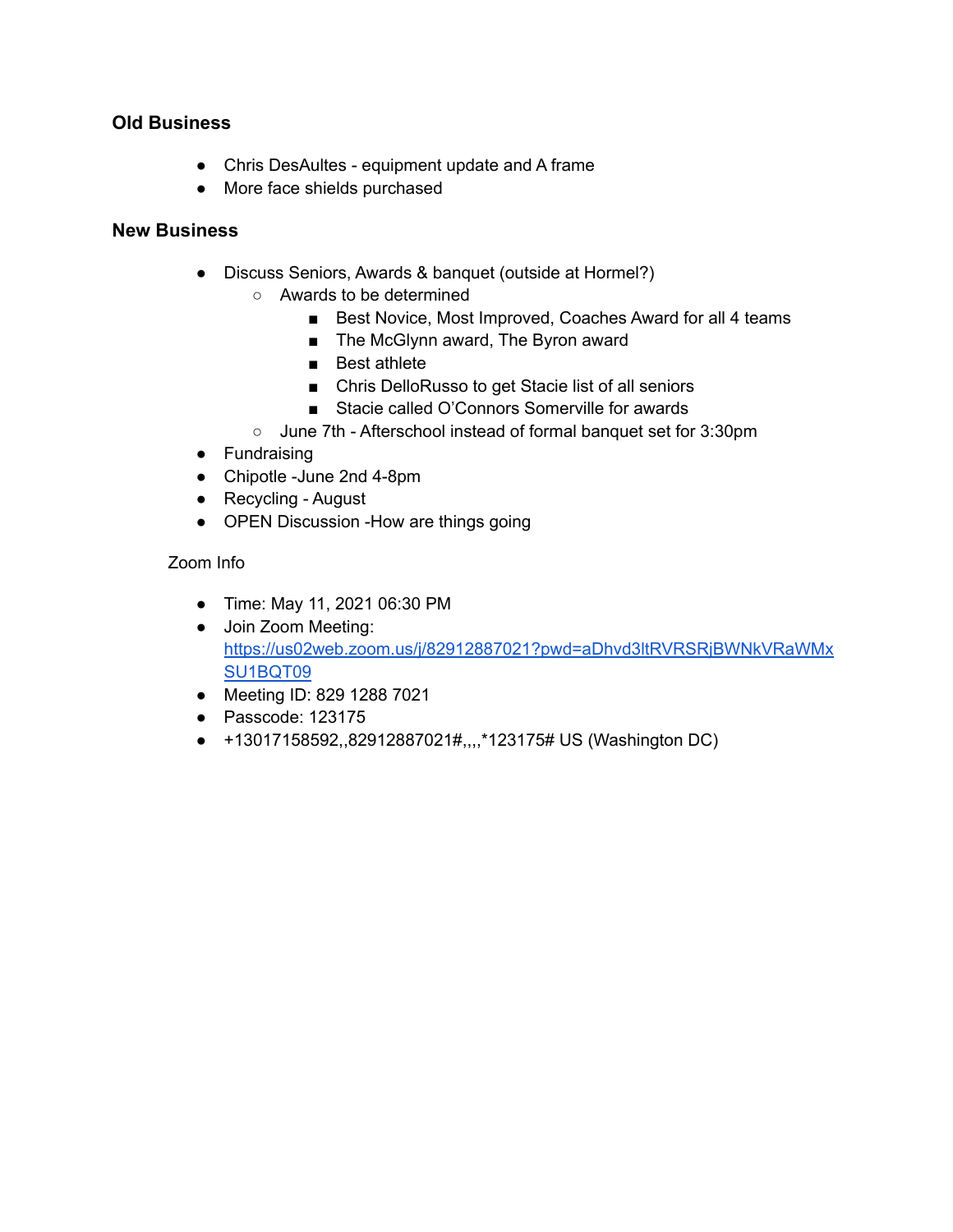### Old Business

- Chris DesAultes - equipment update and A frame
- More face shields purchased

### New Business

- Discuss Seniors, Awards & banquet (outside at Hormel?)
    - Awards to be determined
        - Best Novice, Most Improved, Coaches Award for all 4 teams
        - The McGlynn award, The Byron award
        - Best athlete
        - Chris DelloRusso to get Stacie list of all seniors
        - Stacie called O'Connors Somerville for awards
    - June 7th - Afterschool instead of formal banquet set for 3:30pm
- Fundraising
- Chipotle -June 2nd 4-8pm
- Recycling - August
- OPEN Discussion -How are things going

Zoom Info

- Time: May 11, 2021 06:30 PM
- Join Zoom Meeting: [https://us02web.zoom.us/j/82912887021?pwd=aDhvd3ltRVRSRjBWNkVRaWMxSU1BQT09](https://us02web.zoom.us/j/82912887021?pwd=aDhvd3ltRVRSRjBWNkVRaWMxSU1BQT09)
- Meeting ID: 829 1288 7021
- Passcode: 123175
- +13017158592,,82912887021#,,,,*123175# US (Washington DC)